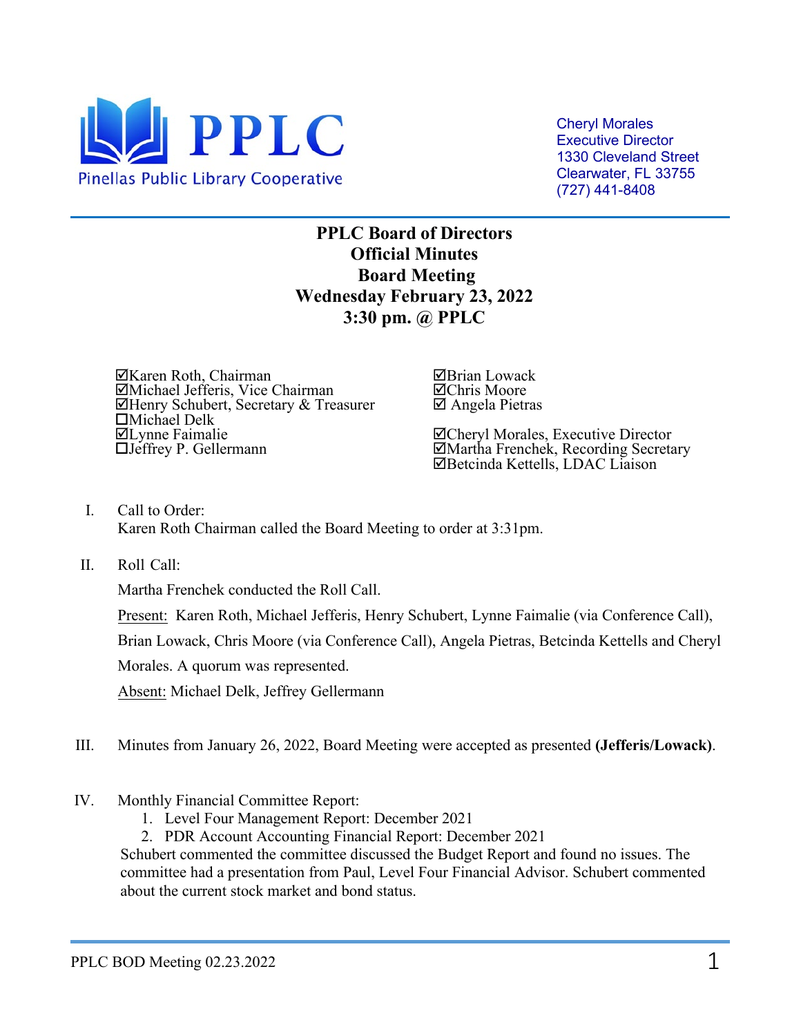PPLC
Pinellas Public Library Cooperative

Cheryl Morales
Executive Director
1330 Cleveland Street
Clearwater, FL 33755
(727) 441-8408

# PPLC Board of Directors
## Official Minutes
## Board Meeting
## Wednesday February 23, 2022
## 3:30 pm. @ PPLC

☑Karen Roth, Chairman
☑Michael Jefferis, Vice Chairman
☑Henry Schubert, Secretary & Treasurer
☐Michael Delk
☑Lynne Faimalie
☐Jeffrey P. Gellermann

☑Brian Lowack
☑Chris Moore
☑ Angela Pietras

☑Cheryl Morales, Executive Director
☑Martha Frenchek, Recording Secretary
☑Betcinda Kettells, LDAC Liaison

I. Call to Order:
Karen Roth Chairman called the Board Meeting to order at 3:31pm.

II. Roll Call:

Martha Frenchek conducted the Roll Call.

Present: Karen Roth, Michael Jefferis, Henry Schubert, Lynne Faimalie (via Conference Call), Brian Lowack, Chris Moore (via Conference Call), Angela Pietras, Betcinda Kettells and Cheryl Morales. A quorum was represented.

Absent: Michael Delk, Jeffrey Gellermann

III. Minutes from January 26, 2022, Board Meeting were accepted as presented **(Jefferis/Lowack)**.

IV. Monthly Financial Committee Report:
1. Level Four Management Report: December 2021
2. PDR Account Accounting Financial Report: December 2021

Schubert commented the committee discussed the Budget Report and found no issues. The committee had a presentation from Paul, Level Four Financial Advisor. Schubert commented about the current stock market and bond status.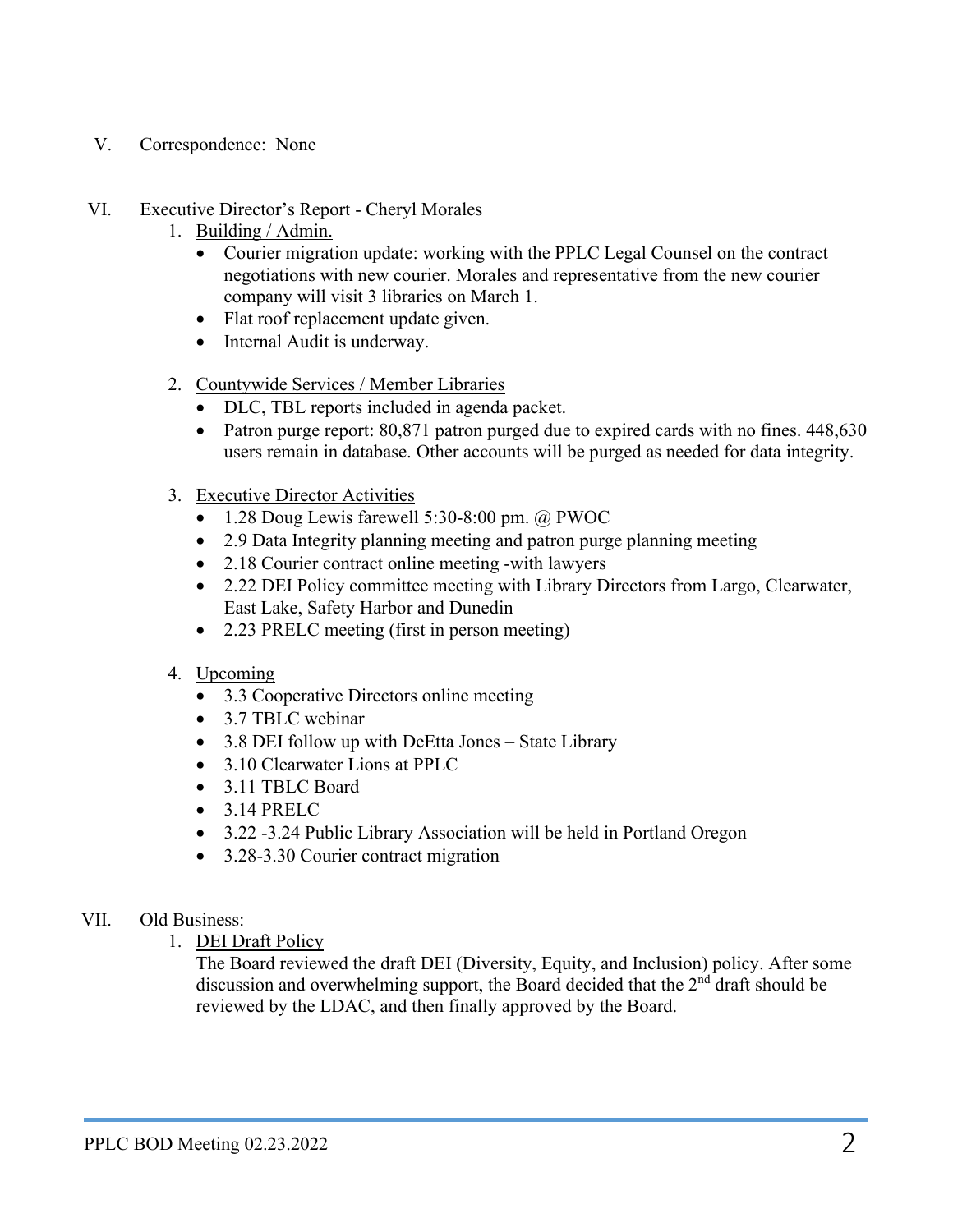V. Correspondence: None

VI. Executive Director's Report - Cheryl Morales

1. <u>Building / Admin.</u>
   - Courier migration update: working with the PPLC Legal Counsel on the contract negotiations with new courier. Morales and representative from the new courier company will visit 3 libraries on March 1.
   - Flat roof replacement update given.
   - Internal Audit is underway.

2. <u>Countywide Services / Member Libraries</u>
   - DLC, TBL reports included in agenda packet.
   - Patron purge report: 80,871 patron purged due to expired cards with no fines. 448,630 users remain in database. Other accounts will be purged as needed for data integrity.

3. <u>Executive Director Activities</u>
   - 1.28 Doug Lewis farewell 5:30-8:00 pm. @ PWOC
   - 2.9 Data Integrity planning meeting and patron purge planning meeting
   - 2.18 Courier contract online meeting -with lawyers
   - 2.22 DEI Policy committee meeting with Library Directors from Largo, Clearwater, East Lake, Safety Harbor and Dunedin
   - 2.23 PRELC meeting (first in person meeting)

4. <u>Upcoming</u>
   - 3.3 Cooperative Directors online meeting
   - 3.7 TBLC webinar
   - 3.8 DEI follow up with DeEtta Jones – State Library
   - 3.10 Clearwater Lions at PPLC
   - 3.11 TBLC Board
   - 3.14 PRELC
   - 3.22 -3.24 Public Library Association will be held in Portland Oregon
   - 3.28-3.30 Courier contract migration

VII. Old Business:

1. <u>DEI Draft Policy</u>
   The Board reviewed the draft DEI (Diversity, Equity, and Inclusion) policy. After some discussion and overwhelming support, the Board decided that the 2nd draft should be reviewed by the LDAC, and then finally approved by the Board.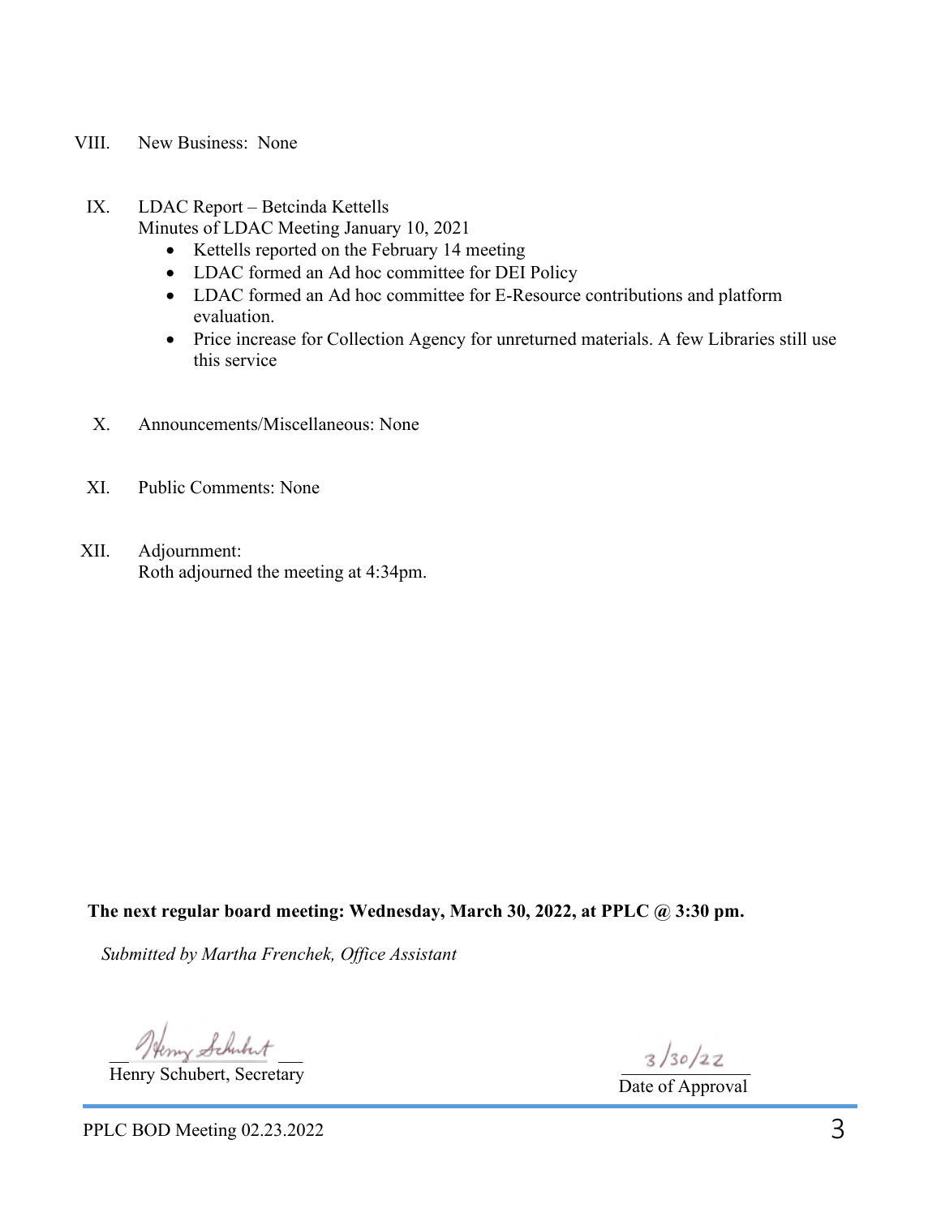VIII. New Business: None

IX. LDAC Report – Betcinda Kettells
Minutes of LDAC Meeting January 10, 2021

- Kettells reported on the February 14 meeting
- LDAC formed an Ad hoc committee for DEI Policy
- LDAC formed an Ad hoc committee for E-Resource contributions and platform evaluation.
- Price increase for Collection Agency for unreturned materials. A few Libraries still use this service

X. Announcements/Miscellaneous: None

XI. Public Comments: None

XII. Adjournment:
Roth adjourned the meeting at 4:34pm.

**The next regular board meeting: Wednesday, March 30, 2022, at PPLC @ 3:30 pm.**

*Submitted by Martha Frenchek, Office Assistant*

Henry Schubert
Henry Schubert, Secretary

3/30/22
Date of Approval

PPLC BOD Meeting 02.23.2022